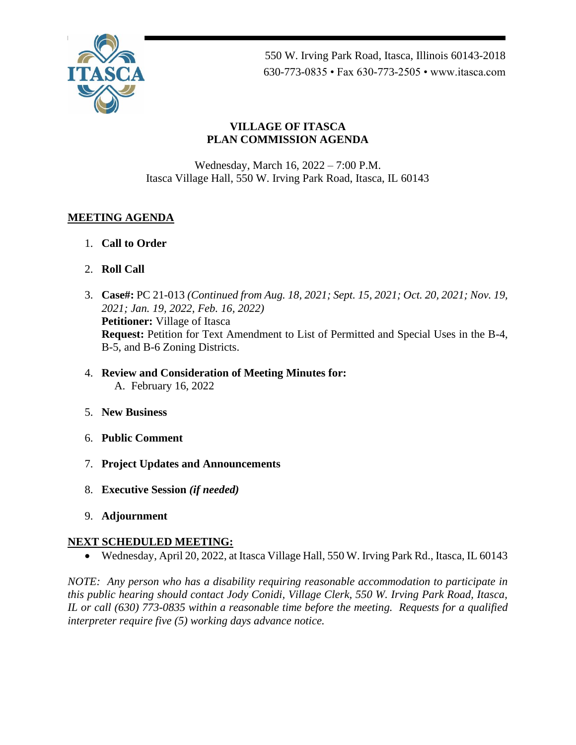550 W. Irving Park Road, Itasca, Illinois 60143-2018
630-773-0835 • Fax 630-773-2505 • www.itasca.com

# VILLAGE OF ITASCA
# PLAN COMMISSION AGENDA

Wednesday, March 16, 2022 – 7:00 P.M.
Itasca Village Hall, 550 W. Irving Park Road, Itasca, IL 60143

## MEETING AGENDA

1. **Call to Order**

2. **Roll Call**

3. **Case#:** PC 21-013 *(Continued from Aug. 18, 2021; Sept. 15, 2021; Oct. 20, 2021; Nov. 19, 2021; Jan. 19, 2022, Feb. 16, 2022)*
   **Petitioner:** Village of Itasca
   **Request:** Petition for Text Amendment to List of Permitted and Special Uses in the B-4, B-5, and B-6 Zoning Districts.

4. **Review and Consideration of Meeting Minutes for:**
   A. February 16, 2022

5. **New Business**

6. **Public Comment**

7. **Project Updates and Announcements**

8. **Executive Session** ***(if needed)***

9. **Adjournment**

## NEXT SCHEDULED MEETING:

- Wednesday, April 20, 2022, at Itasca Village Hall, 550 W. Irving Park Rd., Itasca, IL 60143

*NOTE: Any person who has a disability requiring reasonable accommodation to participate in this public hearing should contact Jody Conidi, Village Clerk, 550 W. Irving Park Road, Itasca, IL or call (630) 773-0835 within a reasonable time before the meeting. Requests for a qualified interpreter require five (5) working days advance notice.*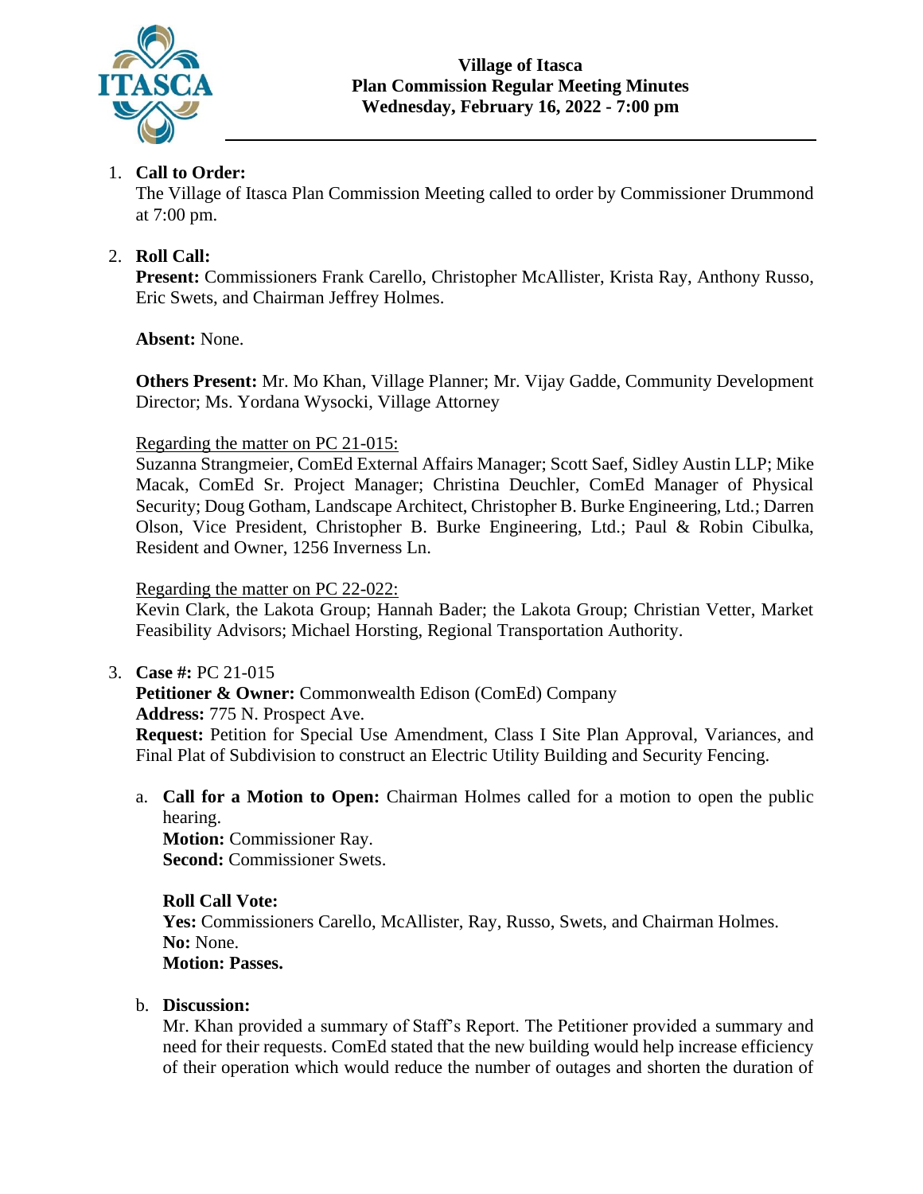# Village of Itasca
## Plan Commission Regular Meeting Minutes
### Wednesday, February 16, 2022 - 7:00 pm

1. **Call to Order:**
   The Village of Itasca Plan Commission Meeting called to order by Commissioner Drummond at 7:00 pm.

2. **Roll Call:**
   **Present:** Commissioners Frank Carello, Christopher McAllister, Krista Ray, Anthony Russo, Eric Swets, and Chairman Jeffrey Holmes.

   **Absent:** None.

   **Others Present:** Mr. Mo Khan, Village Planner; Mr. Vijay Gadde, Community Development Director; Ms. Yordana Wysocki, Village Attorney

   Regarding the matter on PC 21-015:
   Suzanna Strangmeier, ComEd External Affairs Manager; Scott Saef, Sidley Austin LLP; Mike Macak, ComEd Sr. Project Manager; Christina Deuchler, ComEd Manager of Physical Security; Doug Gotham, Landscape Architect, Christopher B. Burke Engineering, Ltd.; Darren Olson, Vice President, Christopher B. Burke Engineering, Ltd.; Paul & Robin Cibulka, Resident and Owner, 1256 Inverness Ln.

   Regarding the matter on PC 22-022:
   Kevin Clark, the Lakota Group; Hannah Bader; the Lakota Group; Christian Vetter, Market Feasibility Advisors; Michael Horsting, Regional Transportation Authority.

3. **Case #:** PC 21-015
   **Petitioner & Owner:** Commonwealth Edison (ComEd) Company
   **Address:** 775 N. Prospect Ave.
   **Request:** Petition for Special Use Amendment, Class I Site Plan Approval, Variances, and Final Plat of Subdivision to construct an Electric Utility Building and Security Fencing.

   a. **Call for a Motion to Open:** Chairman Holmes called for a motion to open the public hearing.
      **Motion:** Commissioner Ray.
      **Second:** Commissioner Swets.

      **Roll Call Vote:**
      **Yes:** Commissioners Carello, McAllister, Ray, Russo, Swets, and Chairman Holmes.
      **No:** None.
      **Motion: Passes.**

   b. **Discussion:**
      Mr. Khan provided a summary of Staff's Report. The Petitioner provided a summary and need for their requests. ComEd stated that the new building would help increase efficiency of their operation which would reduce the number of outages and shorten the duration of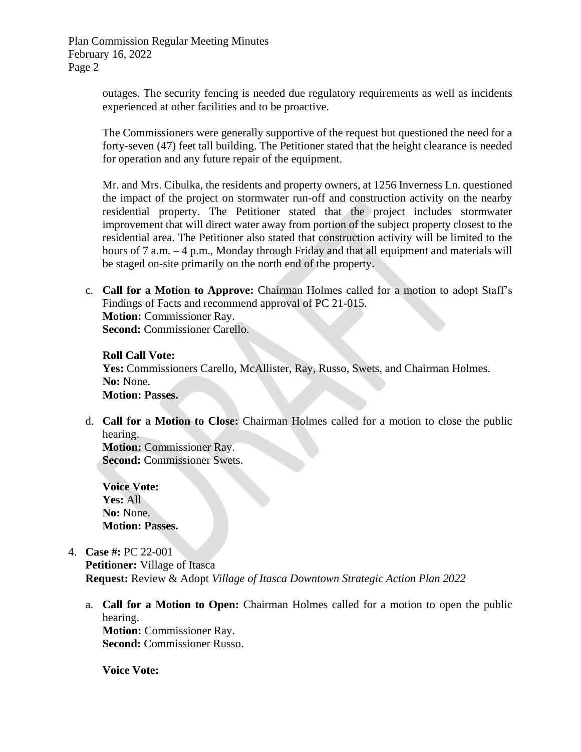outages. The security fencing is needed due regulatory requirements as well as incidents experienced at other facilities and to be proactive.

The Commissioners were generally supportive of the request but questioned the need for a forty-seven (47) feet tall building. The Petitioner stated that the height clearance is needed for operation and any future repair of the equipment.

Mr. and Mrs. Cibulka, the residents and property owners, at 1256 Inverness Ln. questioned the impact of the project on stormwater run-off and construction activity on the nearby residential property. The Petitioner stated that the project includes stormwater improvement that will direct water away from portion of the subject property closest to the residential area. The Petitioner also stated that construction activity will be limited to the hours of 7 a.m. – 4 p.m., Monday through Friday and that all equipment and materials will be staged on-site primarily on the north end of the property.

c. **Call for a Motion to Approve:** Chairman Holmes called for a motion to adopt Staff's Findings of Facts and recommend approval of PC 21-015.
   **Motion:** Commissioner Ray.
   **Second:** Commissioner Carello.

   **Roll Call Vote:**
   **Yes:** Commissioners Carello, McAllister, Ray, Russo, Swets, and Chairman Holmes.
   **No:** None.
   **Motion: Passes.**

d. **Call for a Motion to Close:** Chairman Holmes called for a motion to close the public hearing.
   **Motion:** Commissioner Ray.
   **Second:** Commissioner Swets.

   **Voice Vote:**
   **Yes:** All
   **No:** None.
   **Motion: Passes.**

4. **Case #:** PC 22-001
   **Petitioner:** Village of Itasca
   **Request:** Review & Adopt *Village of Itasca Downtown Strategic Action Plan 2022*

   a. **Call for a Motion to Open:** Chairman Holmes called for a motion to open the public hearing.
      **Motion:** Commissioner Ray.
      **Second:** Commissioner Russo.

      **Voice Vote:**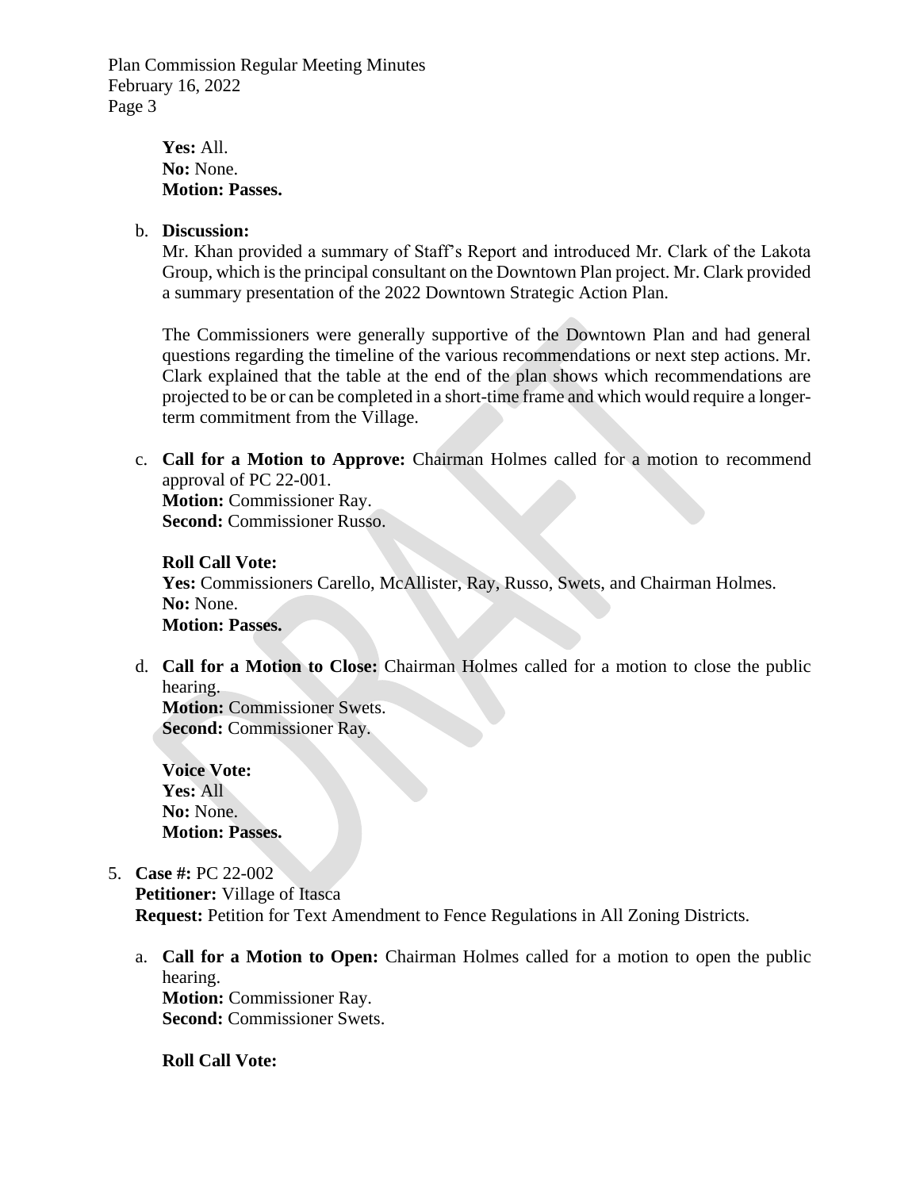**Yes:** All.
**No:** None.
**Motion: Passes.**

b. **Discussion:**
Mr. Khan provided a summary of Staff's Report and introduced Mr. Clark of the Lakota Group, which is the principal consultant on the Downtown Plan project. Mr. Clark provided a summary presentation of the 2022 Downtown Strategic Action Plan.

The Commissioners were generally supportive of the Downtown Plan and had general questions regarding the timeline of the various recommendations or next step actions. Mr. Clark explained that the table at the end of the plan shows which recommendations are projected to be or can be completed in a short-time frame and which would require a longer-term commitment from the Village.

c. **Call for a Motion to Approve:** Chairman Holmes called for a motion to recommend approval of PC 22-001.
**Motion:** Commissioner Ray.
**Second:** Commissioner Russo.

**Roll Call Vote:**
**Yes:** Commissioners Carello, McAllister, Ray, Russo, Swets, and Chairman Holmes.
**No:** None.
**Motion: Passes.**

d. **Call for a Motion to Close:** Chairman Holmes called for a motion to close the public hearing.
**Motion:** Commissioner Swets.
**Second:** Commissioner Ray.

**Voice Vote:**
**Yes:** All
**No:** None.
**Motion: Passes.**

5. **Case #:** PC 22-002
**Petitioner:** Village of Itasca
**Request:** Petition for Text Amendment to Fence Regulations in All Zoning Districts.

a. **Call for a Motion to Open:** Chairman Holmes called for a motion to open the public hearing.
**Motion:** Commissioner Ray.
**Second:** Commissioner Swets.

**Roll Call Vote:**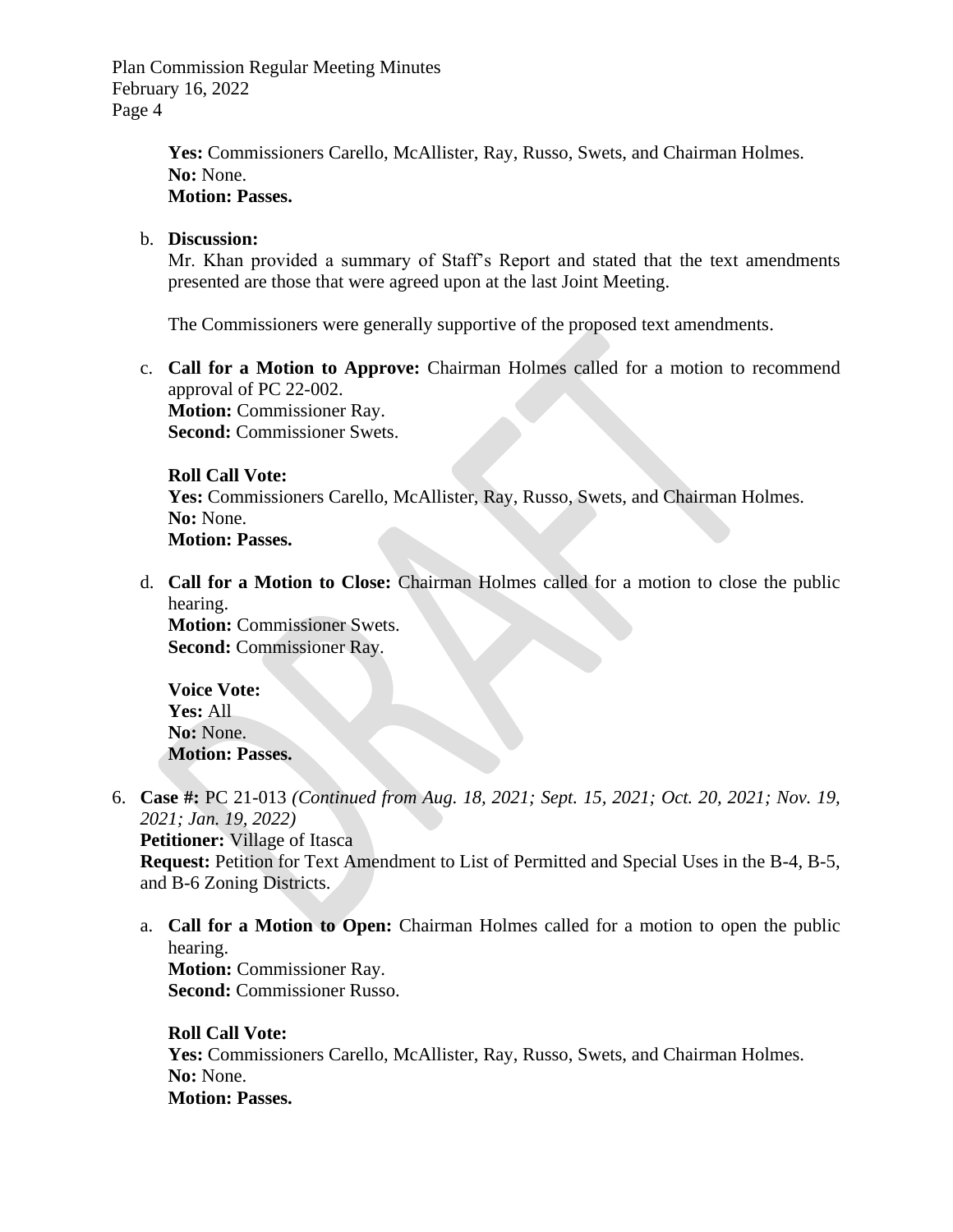**Yes:** Commissioners Carello, McAllister, Ray, Russo, Swets, and Chairman Holmes.
**No:** None.
**Motion: Passes.**

b. **Discussion:**
Mr. Khan provided a summary of Staff's Report and stated that the text amendments presented are those that were agreed upon at the last Joint Meeting.

The Commissioners were generally supportive of the proposed text amendments.

c. **Call for a Motion to Approve:** Chairman Holmes called for a motion to recommend approval of PC 22-002.
**Motion:** Commissioner Ray.
**Second:** Commissioner Swets.

**Roll Call Vote:**
**Yes:** Commissioners Carello, McAllister, Ray, Russo, Swets, and Chairman Holmes.
**No:** None.
**Motion: Passes.**

d. **Call for a Motion to Close:** Chairman Holmes called for a motion to close the public hearing.
**Motion:** Commissioner Swets.
**Second:** Commissioner Ray.

**Voice Vote:**
**Yes:** All
**No:** None.
**Motion: Passes.**

6. **Case #:** PC 21-013 *(Continued from Aug. 18, 2021; Sept. 15, 2021; Oct. 20, 2021; Nov. 19, 2021; Jan. 19, 2022)*
**Petitioner:** Village of Itasca
**Request:** Petition for Text Amendment to List of Permitted and Special Uses in the B-4, B-5, and B-6 Zoning Districts.

a. **Call for a Motion to Open:** Chairman Holmes called for a motion to open the public hearing.
**Motion:** Commissioner Ray.
**Second:** Commissioner Russo.

**Roll Call Vote:**
**Yes:** Commissioners Carello, McAllister, Ray, Russo, Swets, and Chairman Holmes.
**No:** None.
**Motion: Passes.**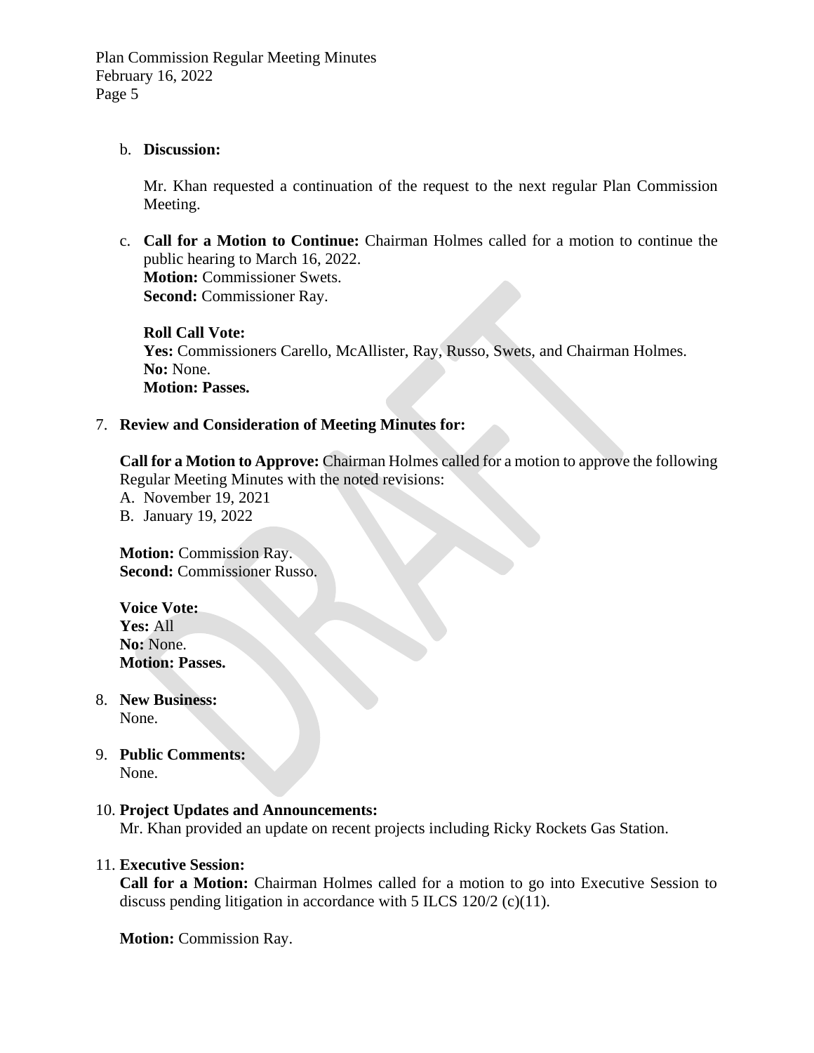b. **Discussion:**

   Mr. Khan requested a continuation of the request to the next regular Plan Commission Meeting.

c. **Call for a Motion to Continue:** Chairman Holmes called for a motion to continue the public hearing to March 16, 2022.
   **Motion:** Commissioner Swets.
   **Second:** Commissioner Ray.

   **Roll Call Vote:**
   **Yes:** Commissioners Carello, McAllister, Ray, Russo, Swets, and Chairman Holmes.
   **No:** None.
   **Motion: Passes.**

7. **Review and Consideration of Meeting Minutes for:**

   **Call for a Motion to Approve:** Chairman Holmes called for a motion to approve the following Regular Meeting Minutes with the noted revisions:
   A. November 19, 2021
   B. January 19, 2022

   **Motion:** Commission Ray.
   **Second:** Commissioner Russo.

   **Voice Vote:**
   **Yes:** All
   **No:** None.
   **Motion: Passes.**

8. **New Business:**
   None.

9. **Public Comments:**
   None.

10. **Project Updates and Announcements:**
    Mr. Khan provided an update on recent projects including Ricky Rockets Gas Station.

11. **Executive Session:**
    **Call for a Motion:** Chairman Holmes called for a motion to go into Executive Session to discuss pending litigation in accordance with 5 ILCS 120/2 (c)(11).

    **Motion:** Commission Ray.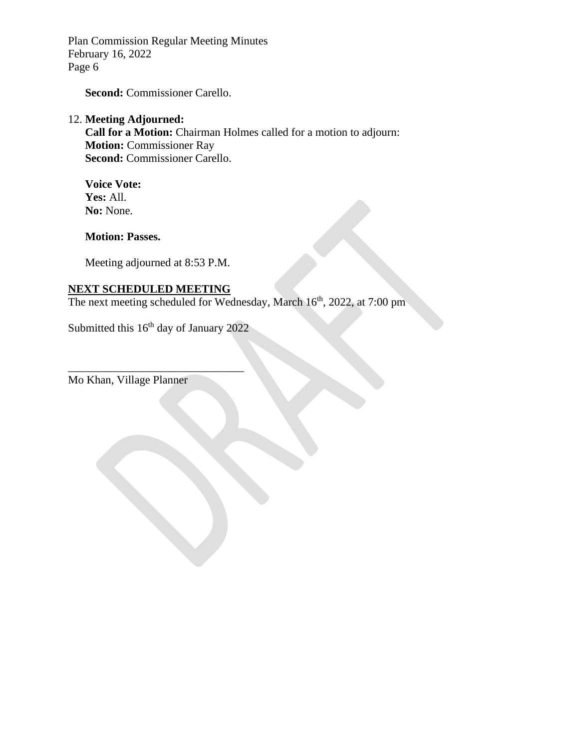**Second:** Commissioner Carello.

12. **Meeting Adjourned:**
    **Call for a Motion:** Chairman Holmes called for a motion to adjourn:
    **Motion:** Commissioner Ray
    **Second:** Commissioner Carello.

    **Voice Vote:**
    **Yes:** All.
    **No:** None.

    **Motion: Passes.**

    Meeting adjourned at 8:53 P.M.

**NEXT SCHEDULED MEETING**

The next meeting scheduled for Wednesday, March 16th, 2022, at 7:00 pm

Submitted this 16th day of January 2022

_______________________________

Mo Khan, Village Planner